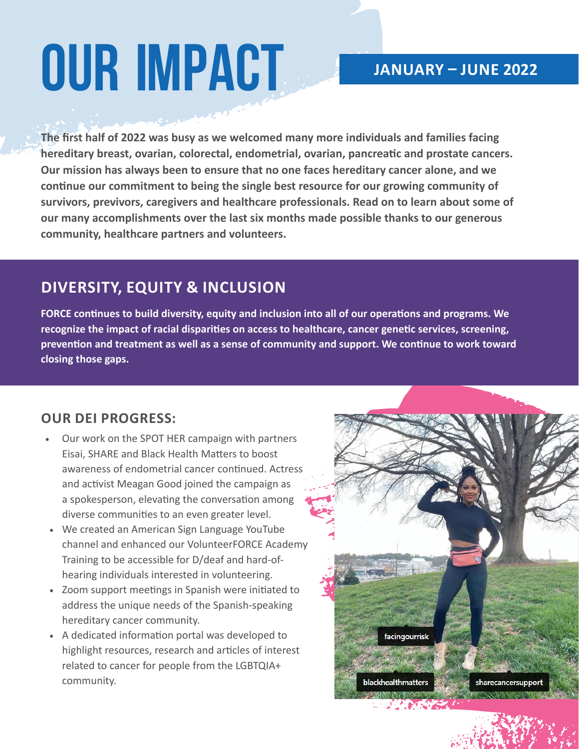# OUR IMPACT

**JANUARY – JUNE 2022**

**The first half of 2022 was busy as we welcomed many more individuals and families facing hereditary breast, ovarian, colorectal, endometrial, ovarian, pancreatic and prostate cancers. Our mission has always been to ensure that no one faces hereditary cancer alone, and we continue our commitment to being the single best resource for our growing community of survivors, previvors, caregivers and healthcare professionals. Read on to learn about some of our many accomplishments over the last six months made possible thanks to our generous community, healthcare partners and volunteers.**

## DIVERSITY, EQUITY & INCLUSION

**FORCE continues to build diversity, equity and inclusion into all of our operations and programs. We recognize the impact of racial disparities on access to healthcare, cancer genetic services, screening, prevention and treatment as well as a sense of community and support. We continue to work toward closing those gaps.**

### OUR DEI PROGRESS:

- Our work on the SPOT HER campaign with partners Eisai, SHARE and Black Health Matters to boost awareness of endometrial cancer continued. Actress and activist Meagan Good joined the campaign as a spokesperson, elevating the conversation among diverse communities to an even greater level.
- We created an American Sign Language YouTube channel and enhanced our VolunteerFORCE Academy Training to be accessible for D/deaf and hard-of-hearing individuals interested in volunteering.
- Zoom support meetings in Spanish were initiated to address the unique needs of the Spanish-speaking hereditary cancer community.
- A dedicated information portal was developed to highlight resources, research and articles of interest related to cancer for people from the LGBTQIA+ community.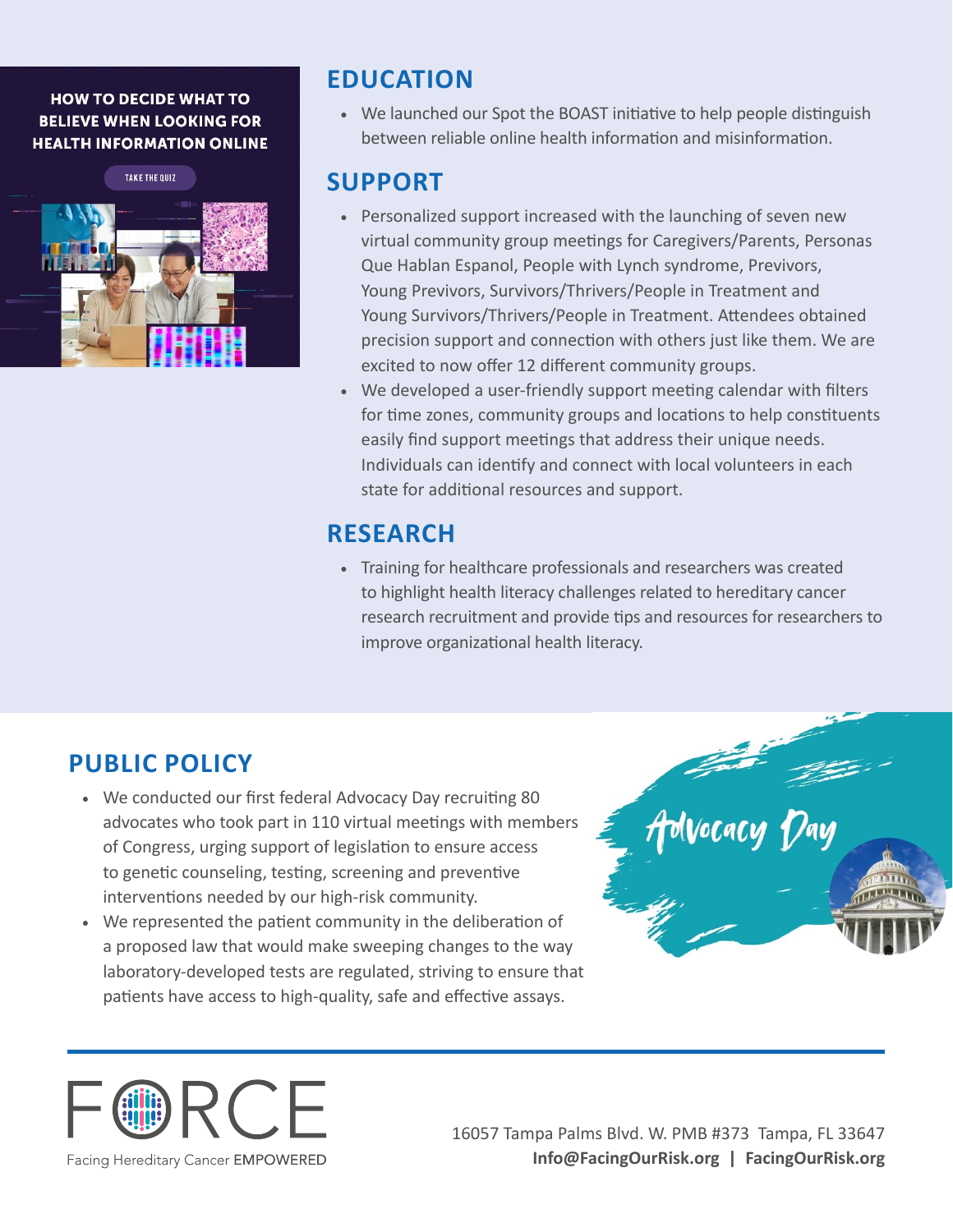HOW TO DECIDE WHAT TO BELIEVE WHEN LOOKING FOR HEALTH INFORMATION ONLINE

TAKE THE QUIZ

## EDUCATION

- We launched our Spot the BOAST initiative to help people distinguish between reliable online health information and misinformation.

## SUPPORT

- Personalized support increased with the launching of seven new virtual community group meetings for Caregivers/Parents, Personas Que Hablan Espanol, People with Lynch syndrome, Previvors, Young Previvors, Survivors/Thrivers/People in Treatment and Young Survivors/Thrivers/People in Treatment. Attendees obtained precision support and connection with others just like them. We are excited to now offer 12 different community groups.
- We developed a user-friendly support meeting calendar with filters for time zones, community groups and locations to help constituents easily find support meetings that address their unique needs. Individuals can identify and connect with local volunteers in each state for additional resources and support.

## RESEARCH

- Training for healthcare professionals and researchers was created to highlight health literacy challenges related to hereditary cancer research recruitment and provide tips and resources for researchers to improve organizational health literacy.

## PUBLIC POLICY

- We conducted our first federal Advocacy Day recruiting 80 advocates who took part in 110 virtual meetings with members of Congress, urging support of legislation to ensure access to genetic counseling, testing, screening and preventive interventions needed by our high-risk community.
- We represented the patient community in the deliberation of a proposed law that would make sweeping changes to the way laboratory-developed tests are regulated, striving to ensure that patients have access to high-quality, safe and effective assays.

Advocacy Day

FORCE

Facing Hereditary Cancer EMPOWERED

16057 Tampa Palms Blvd. W. PMB #373 Tampa, FL 33647

**Info@FacingOurRisk.org | FacingOurRisk.org**